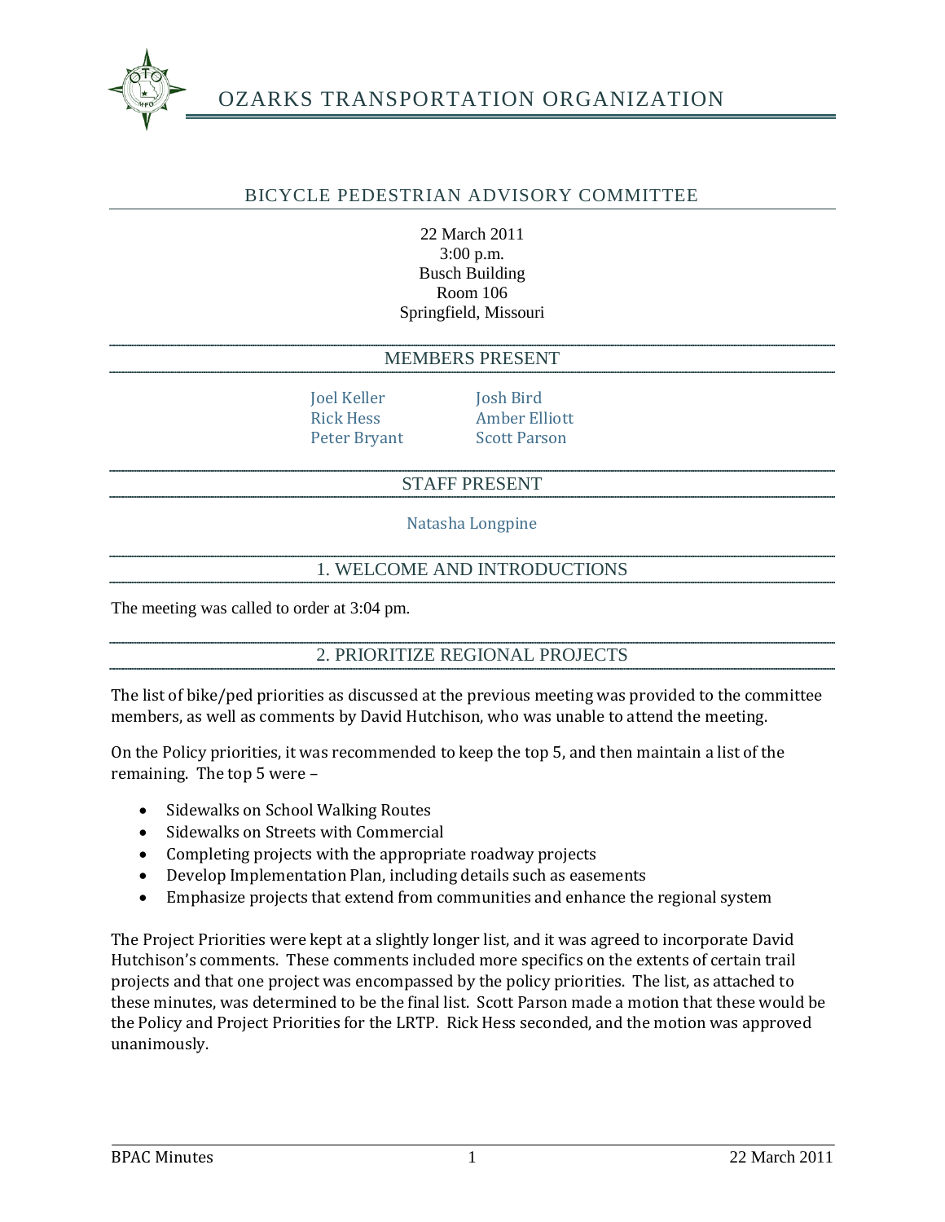# OZARKS TRANSPORTATION ORGANIZATION

## BICYCLE PEDESTRIAN ADVISORY COMMITTEE

22 March 2011
3:00 p.m.
Busch Building
Room 106
Springfield, Missouri

## MEMBERS PRESENT

Joel Keller
Rick Hess
Peter Bryant
Josh Bird
Amber Elliott
Scott Parson

## STAFF PRESENT

Natasha Longpine

## 1. WELCOME AND INTRODUCTIONS

The meeting was called to order at 3:04 pm.

## 2. PRIORITIZE REGIONAL PROJECTS

The list of bike/ped priorities as discussed at the previous meeting was provided to the committee members, as well as comments by David Hutchison, who was unable to attend the meeting.

On the Policy priorities, it was recommended to keep the top 5, and then maintain a list of the remaining. The top 5 were –

- Sidewalks on School Walking Routes
- Sidewalks on Streets with Commercial
- Completing projects with the appropriate roadway projects
- Develop Implementation Plan, including details such as easements
- Emphasize projects that extend from communities and enhance the regional system

The Project Priorities were kept at a slightly longer list, and it was agreed to incorporate David Hutchison's comments. These comments included more specifics on the extents of certain trail projects and that one project was encompassed by the policy priorities. The list, as attached to these minutes, was determined to be the final list. Scott Parson made a motion that these would be the Policy and Project Priorities for the LRTP. Rick Hess seconded, and the motion was approved unanimously.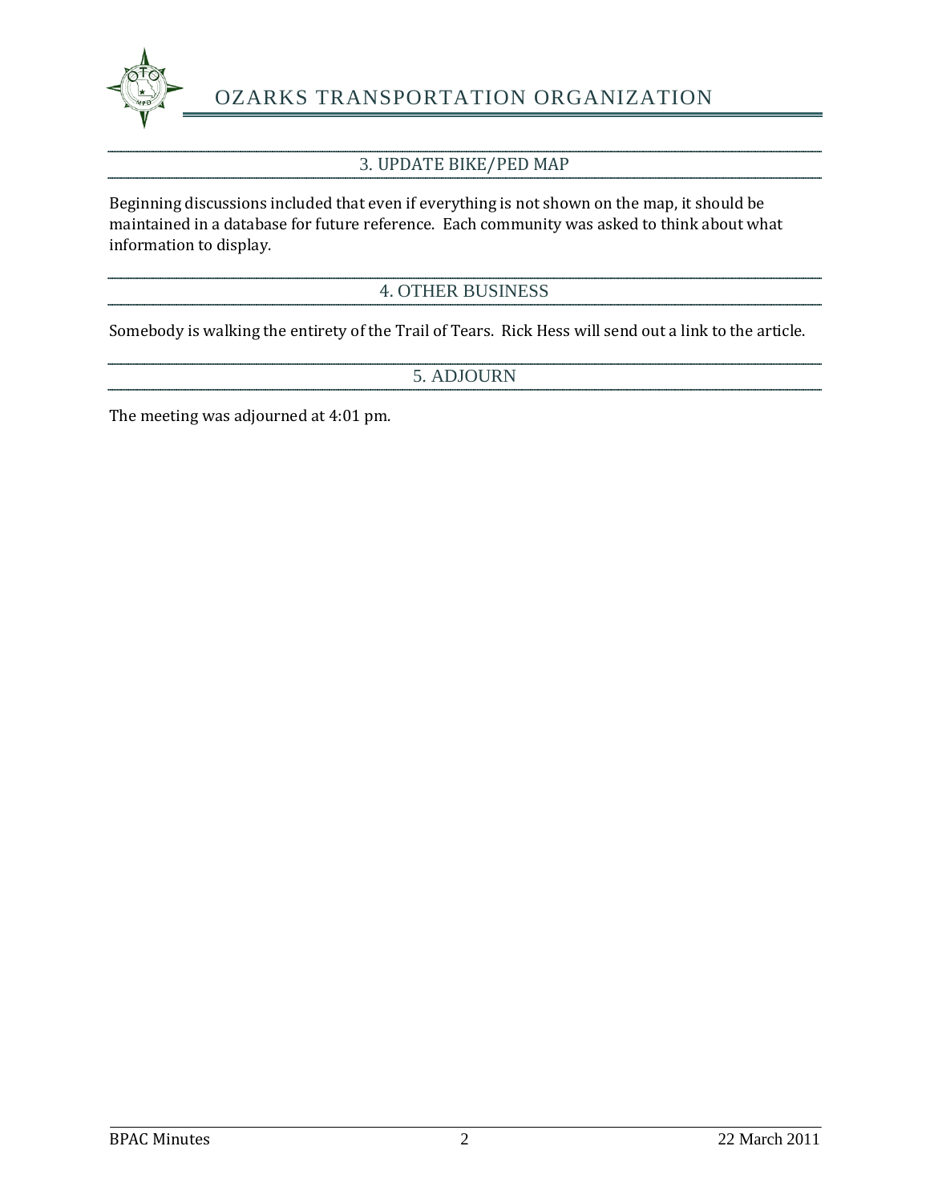## 3. UPDATE BIKE/PED MAP

Beginning discussions included that even if everything is not shown on the map, it should be maintained in a database for future reference. Each community was asked to think about what information to display.

## 4. OTHER BUSINESS

Somebody is walking the entirety of the Trail of Tears. Rick Hess will send out a link to the article.

## 5. ADJOURN

The meeting was adjourned at 4:01 pm.